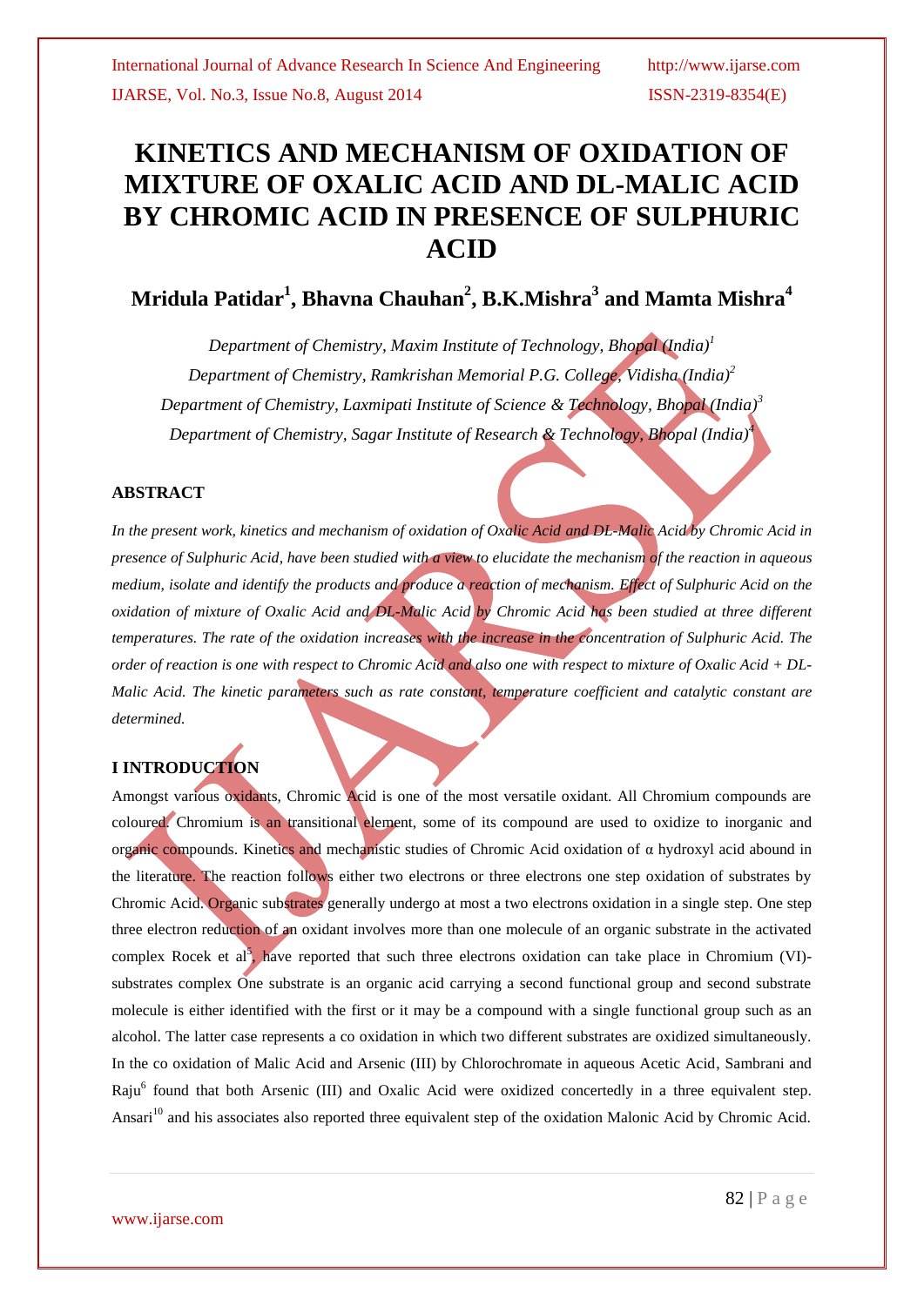# KINETICS AND MECHANISM OF OXIDATION OF MIXTURE OF OXALIC ACID AND DL-MALIC ACID BY CHROMIC ACID IN PRESENCE OF SULPHURIC ACID

## Mridula Patidar[1], Bhavna Chauhan[2], B.K.Mishra[3] and Mamta Mishra[4]

*Department of Chemistry, Maxim Institute of Technology, Bhopal (India)[1]*

*Department of Chemistry, Ramkrishan Memorial P.G. College, Vidisha (India)[2]*

*Department of Chemistry, Laxmipati Institute of Science & Technology, Bhopal (India)[3]*

*Department of Chemistry, Sagar Institute of Research & Technology, Bhopal (India)[4]*

### ABSTRACT

*In the present work, kinetics and mechanism of oxidation of Oxalic Acid and DL-Malic Acid by Chromic Acid in presence of Sulphuric Acid, have been studied with a view to elucidate the mechanism of the reaction in aqueous medium, isolate and identify the products and produce a reaction of mechanism. Effect of Sulphuric Acid on the oxidation of mixture of Oxalic Acid and DL-Malic Acid by Chromic Acid has been studied at three different temperatures. The rate of the oxidation increases with the increase in the concentration of Sulphuric Acid. The order of reaction is one with respect to Chromic Acid and also one with respect to mixture of Oxalic Acid + DL-Malic Acid. The kinetic parameters such as rate constant, temperature coefficient and catalytic constant are determined.*

### I INTRODUCTION

Amongst various oxidants, Chromic Acid is one of the most versatile oxidant. All Chromium compounds are coloured. Chromium is an transitional element, some of its compound are used to oxidize to inorganic and organic compounds. Kinetics and mechanistic studies of Chromic Acid oxidation of α hydroxyl acid abound in the literature. The reaction follows either two electrons or three electrons one step oxidation of substrates by Chromic Acid. Organic substrates generally undergo at most a two electrons oxidation in a single step. One step three electron reduction of an oxidant involves more than one molecule of an organic substrate in the activated complex Rocek et al[5], have reported that such three electrons oxidation can take place in Chromium (VI)-substrates complex One substrate is an organic acid carrying a second functional group and second substrate molecule is either identified with the first or it may be a compound with a single functional group such as an alcohol. The latter case represents a co oxidation in which two different substrates are oxidized simultaneously. In the co oxidation of Malic Acid and Arsenic (III) by Chlorochromate in aqueous Acetic Acid, Sambrani and Raju[6] found that both Arsenic (III) and Oxalic Acid were oxidized concertedly in a three equivalent step. Ansari[10] and his associates also reported three equivalent step of the oxidation Malonic Acid by Chromic Acid.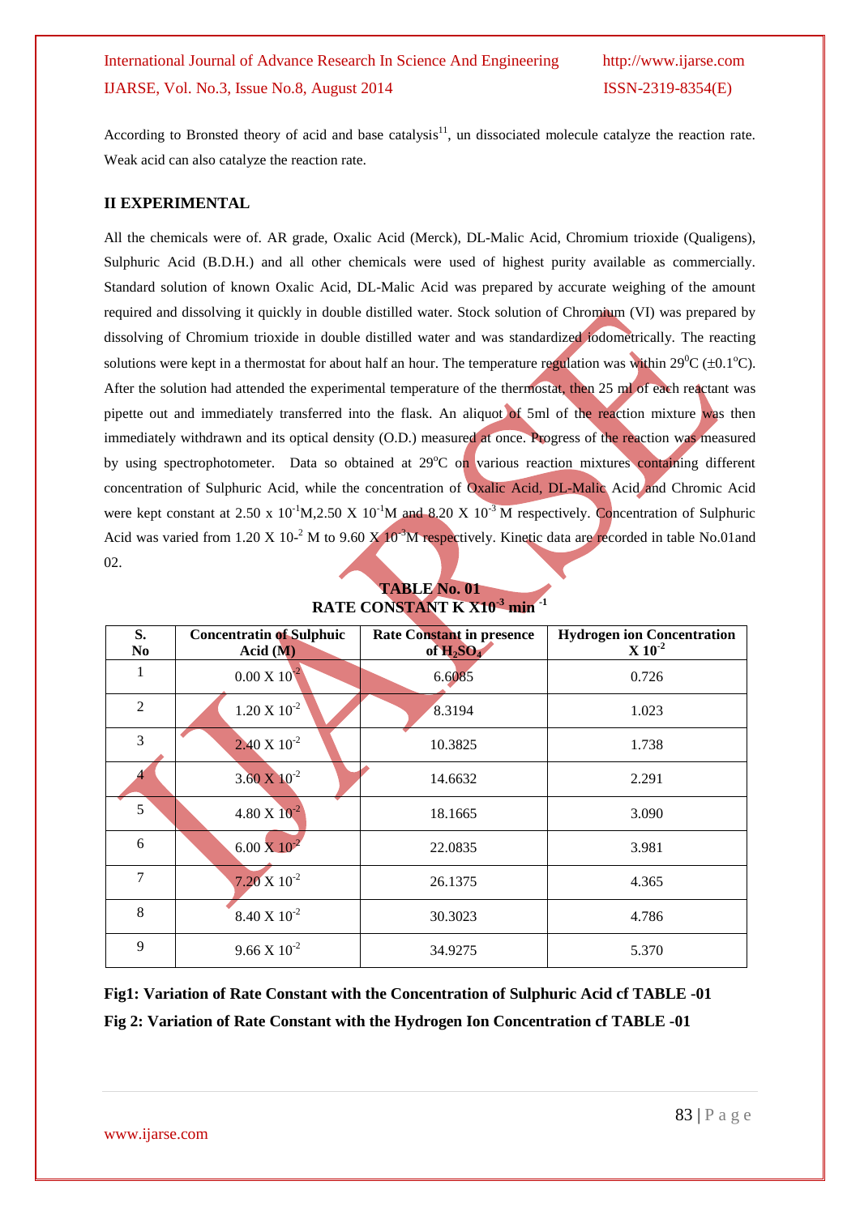According to Bronsted theory of acid and base catalysis[11], un dissociated molecule catalyze the reaction rate. Weak acid can also catalyze the reaction rate.

## II EXPERIMENTAL

All the chemicals were of. AR grade, Oxalic Acid (Merck), DL-Malic Acid, Chromium trioxide (Qualigens), Sulphuric Acid (B.D.H.) and all other chemicals were used of highest purity available as commercially. Standard solution of known Oxalic Acid, DL-Malic Acid was prepared by accurate weighing of the amount required and dissolving it quickly in double distilled water. Stock solution of Chromium (VI) was prepared by dissolving of Chromium trioxide in double distilled water and was standardized iodometrically. The reacting solutions were kept in a thermostat for about half an hour. The temperature regulation was within $29^0$C ($\pm 0.1^o$C). After the solution had attended the experimental temperature of the thermostat, then 25 ml of each reactant was pipette out and immediately transferred into the flask. An aliquot of 5ml of the reaction mixture was then immediately withdrawn and its optical density (O.D.) measured at once. Progress of the reaction was measured by using spectrophotometer. Data so obtained at $29^o$C on various reaction mixtures containing different concentration of Sulphuric Acid, while the concentration of Oxalic Acid, DL-Malic Acid and Chromic Acid were kept constant at $2.50 \times 10^{-1}$M, $2.50 \times 10^{-1}$M and $8.20 \times 10^{-3}$ M respectively. Concentration of Sulphuric Acid was varied from $1.20 \times 10^{-2}$ M to $9.60 \times 10^{-3}$M respectively. Kinetic data are recorded in table No.01and 02.

**TABLE No. 01**
**RATE CONSTANT K $\times 10^{-3}$ min $^{-1}$**

| S. No | Concentratin of Sulphuic Acid (M) | Rate Constant in presence of $H_2SO_4$ | Hydrogen ion Concentration $\times 10^{-2}$ |
|---|---|---|---|
| 1 | $0.00 \times 10^{-2}$ | 6.6085 | 0.726 |
| 2 | $1.20 \times 10^{-2}$ | 8.3194 | 1.023 |
| 3 | $2.40 \times 10^{-2}$ | 10.3825 | 1.738 |
| 4 | $3.60 \times 10^{-2}$ | 14.6632 | 2.291 |
| 5 | $4.80 \times 10^{-2}$ | 18.1665 | 3.090 |
| 6 | $6.00 \times 10^{-2}$ | 22.0835 | 3.981 |
| 7 | $7.20 \times 10^{-2}$ | 26.1375 | 4.365 |
| 8 | $8.40 \times 10^{-2}$ | 30.3023 | 4.786 |
| 9 | $9.66 \times 10^{-2}$ | 34.9275 | 5.370 |

**Fig1: Variation of Rate Constant with the Concentration of Sulphuric Acid cf TABLE -01**

**Fig 2: Variation of Rate Constant with the Hydrogen Ion Concentration cf TABLE -01**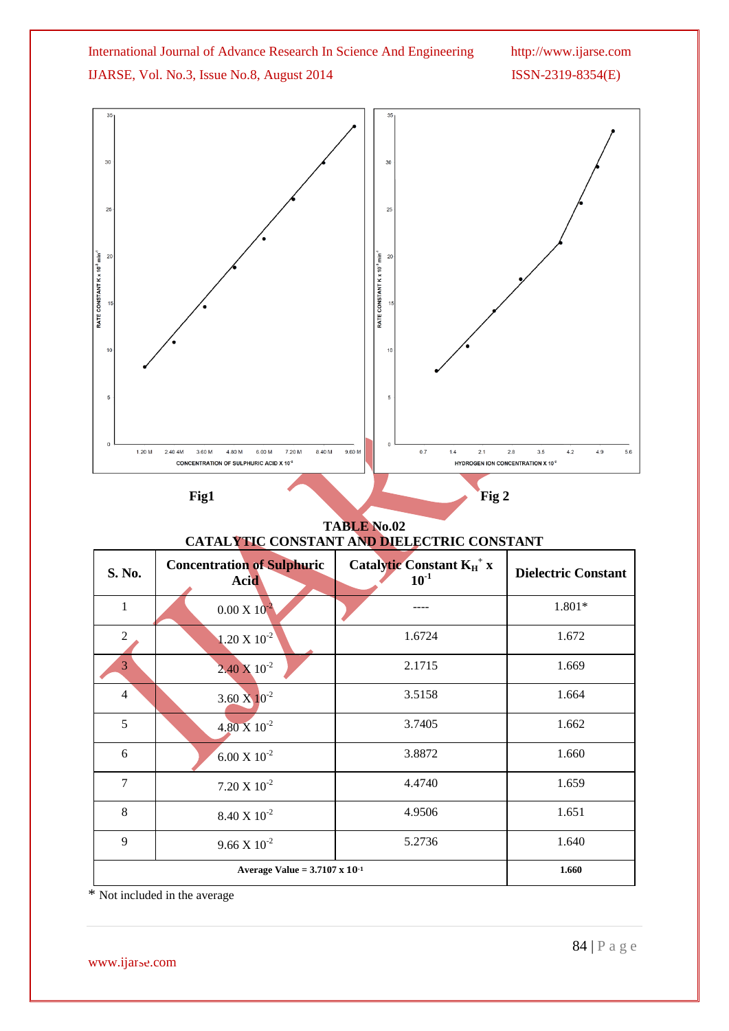35
30
25
20
15
10
5
0

RATE CONSTANT K x $10^{3}$ $min^{-1}$

1.20 M 2.40 4M 3.60 M 4.80 M 6.00 M 7.20 M 8.40 M 9.60 M

CONCENTRATION OF SULPHURIC ACID X $10^{-2}$

Fig1

35
30
25
20
15
10
5
0

RATE CONSTANT K x $10^{3}$ $min^{-1}$

0.7 1.4 2.1 2.8 3.5 4.2 4.9 5.6

HYDROGEN ION CONCENTRATION X $10^{-2}$

Fig 2

**TABLE No.02**

**CATALYTIC CONSTANT AND DIELECTRIC CONSTANT**

| S. No. | Concentration of Sulphuric Acid | Catalytic Constant $K_{H}^{+}$ x $10^{-1}$ | Dielectric Constant |
|---|---|---|---|
| 1 | 0.00 X $10^{-2}$ | ---- | 1.801* |
| 2 | 1.20 X $10^{-2}$ | 1.6724 | 1.672 |
| 3 | 2.40 X $10^{-2}$ | 2.1715 | 1.669 |
| 4 | 3.60 X $10^{-2}$ | 3.5158 | 1.664 |
| 5 | 4.80 X $10^{-2}$ | 3.7405 | 1.662 |
| 6 | 6.00 X $10^{-2}$ | 3.8872 | 1.660 |
| 7 | 7.20 X $10^{-2}$ | 4.4740 | 1.659 |
| 8 | 8.40 X $10^{-2}$ | 4.9506 | 1.651 |
| 9 | 9.66 X $10^{-2}$ | 5.2736 | 1.640 |
| **Average Value = 3.7107 x $10^{-1}$** | | | **1.660** |

* Not included in the average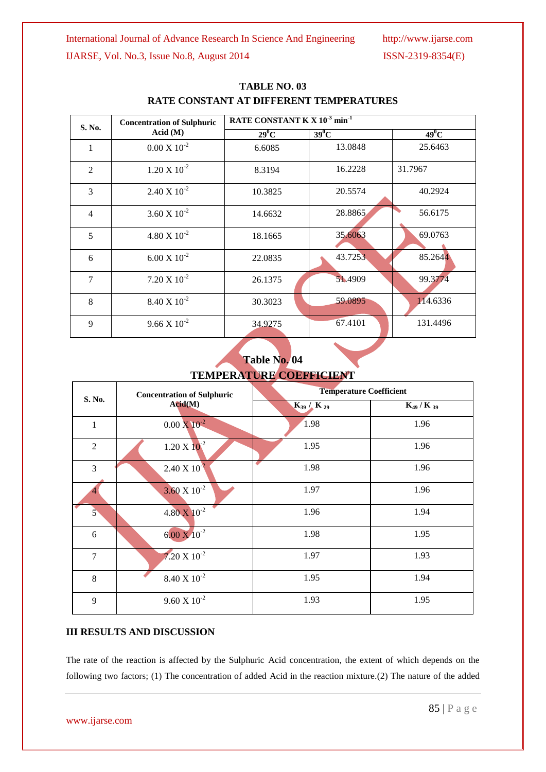## TABLE NO. 03

## RATE CONSTANT AT DIFFERENT TEMPERATURES

| S. No. | Concentration of Sulphuric Acid (M) | RATE CONSTANT K X $10^{-3}$ $min^{-1}$ | | |
|---|---|---|---|---|
| | | $29^0C$ | $39^0C$ | $49^0C$ |
| 1 | 0.00 X $10^{-2}$ | 6.6085 | 13.0848 | 25.6463 |
| 2 | 1.20 X $10^{-2}$ | 8.3194 | 16.2228 | 31.7967 |
| 3 | 2.40 X $10^{-2}$ | 10.3825 | 20.5574 | 40.2924 |
| 4 | 3.60 X $10^{-2}$ | 14.6632 | 28.8865 | 56.6175 |
| 5 | 4.80 X $10^{-2}$ | 18.1665 | 35.6063 | 69.0763 |
| 6 | 6.00 X $10^{-2}$ | 22.0835 | 43.7253 | 85.2644 |
| 7 | 7.20 X $10^{-2}$ | 26.1375 | 51.4909 | 99.3774 |
| 8 | 8.40 X $10^{-2}$ | 30.3023 | 59.0895 | 114.6336 |
| 9 | 9.66 X $10^{-2}$ | 34.9275 | 67.4101 | 131.4496 |

## Table No. 04

## TEMPERATURE COEFFICIENT

| S. No. | Concentration of Sulphuric Acid(M) | Temperature Coefficient | |
|---|---|---|---|
| | | $K_{39}$ / $K_{29}$ | $K_{49}$ / $K_{39}$ |
| 1 | 0.00 X $10^{-2}$ | 1.98 | 1.96 |
| 2 | 1.20 X $10^{-2}$ | 1.95 | 1.96 |
| 3 | 2.40 X $10^{-2}$ | 1.98 | 1.96 |
| 4 | 3.60 X $10^{-2}$ | 1.97 | 1.96 |
| 5 | 4.80 X $10^{-2}$ | 1.96 | 1.94 |
| 6 | 6.00 X $10^{-2}$ | 1.98 | 1.95 |
| 7 | 7.20 X $10^{-2}$ | 1.97 | 1.93 |
| 8 | 8.40 X $10^{-2}$ | 1.95 | 1.94 |
| 9 | 9.60 X $10^{-2}$ | 1.93 | 1.95 |

## III RESULTS AND DISCUSSION

The rate of the reaction is affected by the Sulphuric Acid concentration, the extent of which depends on the following two factors; (1) The concentration of added Acid in the reaction mixture.(2) The nature of the added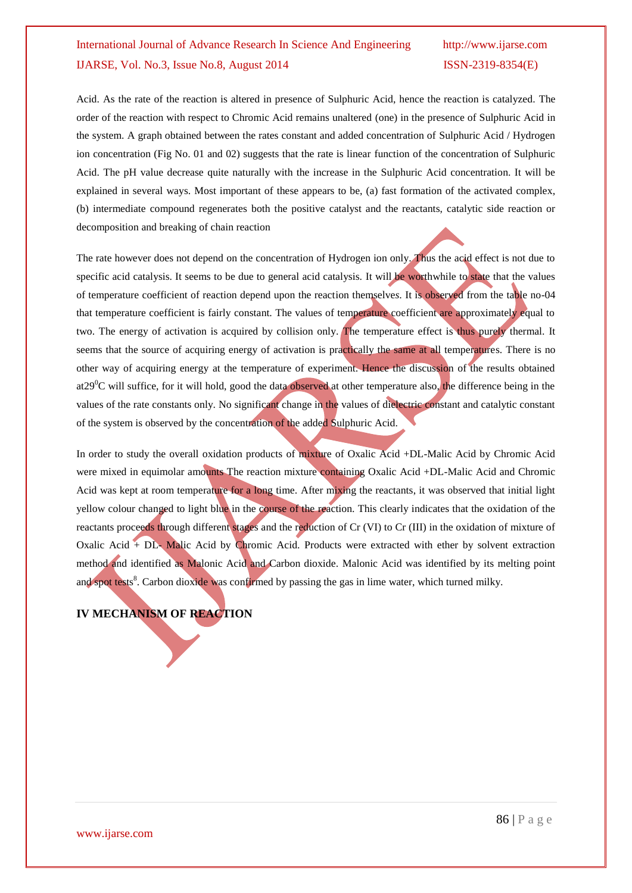Acid. As the rate of the reaction is altered in presence of Sulphuric Acid, hence the reaction is catalyzed. The order of the reaction with respect to Chromic Acid remains unaltered (one) in the presence of Sulphuric Acid in the system. A graph obtained between the rates constant and added concentration of Sulphuric Acid / Hydrogen ion concentration (Fig No. 01 and 02) suggests that the rate is linear function of the concentration of Sulphuric Acid. The pH value decrease quite naturally with the increase in the Sulphuric Acid concentration. It will be explained in several ways. Most important of these appears to be, (a) fast formation of the activated complex, (b) intermediate compound regenerates both the positive catalyst and the reactants, catalytic side reaction or decomposition and breaking of chain reaction

The rate however does not depend on the concentration of Hydrogen ion only. Thus the acid effect is not due to specific acid catalysis. It seems to be due to general acid catalysis. It will be worthwhile to state that the values of temperature coefficient of reaction depend upon the reaction themselves. It is observed from the table no-04 that temperature coefficient is fairly constant. The values of temperature coefficient are approximately equal to two. The energy of activation is acquired by collision only. The temperature effect is thus purely thermal. It seems that the source of acquiring energy of activation is practically the same at all temperatures. There is no other way of acquiring energy at the temperature of experiment. Hence the discussion of the results obtained at29$^{0}$C will suffice, for it will hold, good the data observed at other temperature also, the difference being in the values of the rate constants only. No significant change in the values of dielectric constant and catalytic constant of the system is observed by the concentration of the added Sulphuric Acid.

In order to study the overall oxidation products of mixture of Oxalic Acid +DL-Malic Acid by Chromic Acid were mixed in equimolar amounts The reaction mixture containing Oxalic Acid +DL-Malic Acid and Chromic Acid was kept at room temperature for a long time. After mixing the reactants, it was observed that initial light yellow colour changed to light blue in the course of the reaction. This clearly indicates that the oxidation of the reactants proceeds through different stages and the reduction of Cr (VI) to Cr (III) in the oxidation of mixture of Oxalic Acid + DL- Malic Acid by Chromic Acid. Products were extracted with ether by solvent extraction method and identified as Malonic Acid and Carbon dioxide. Malonic Acid was identified by its melting point and spot tests[8]. Carbon dioxide was confirmed by passing the gas in lime water, which turned milky.

## IV MECHANISM OF REACTION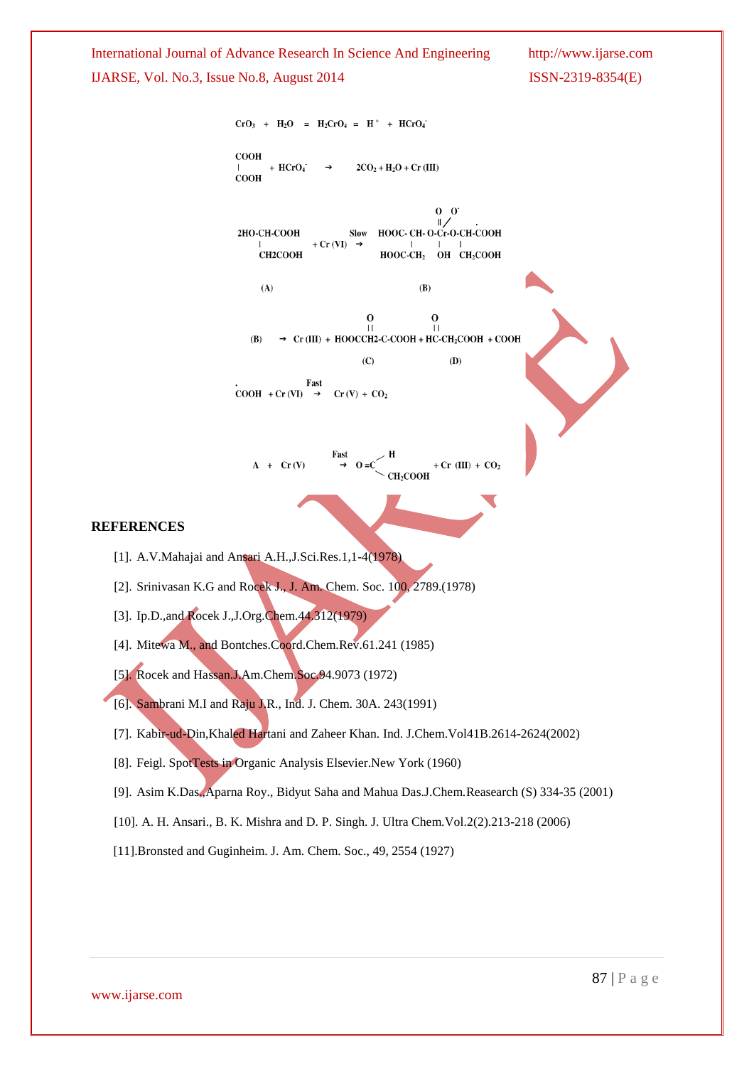$$CrO_3 + H_2O = H_2CrO_4 = H^+ + HCrO_4^-$$

$$\begin{array}{l} COOH \\ | \\ COOH \end{array} + HCrO_4^- \rightarrow 2CO_2 + H_2O + Cr(III)$$

$$\begin{array}{l} 2HO\text{-}CH\text{-}COOH \\ \quad | \\ \quad CH_2COOH \end{array} + Cr(VI) \xrightarrow{Slow} \begin{array}{c} \quad\quad\quad O \;\; O^{\cdot} \\ \quad\quad\quad \| \,/ \quad\quad . \\ HOOC\text{-}CH\text{-}O\text{-}Cr\text{-}O\text{-}CH\text{-}COOH \\ \quad | \quad\quad | \quad\quad | \\ HOOC\text{-}CH_2 \quad OH \quad CH_2COOH \end{array}$$

(A) (B)

$$(B) \rightarrow Cr(III) + HOOCCH_2\text{-}\overset{O}{\overset{\|}{C}}\text{-}COOH + H\overset{O}{\overset{\|}{C}}\text{-}CH_2COOH + \dot{C}OOH$$

(C) (D)

$$\dot{C}OOH + Cr(VI) \xrightarrow{Fast} Cr(V) + CO_2$$

$$A + Cr(V) \xrightarrow{Fast} O{=}C\begin{array}{l} \diagup H \\ \diagdown CH_2COOH \end{array} + Cr(III) + CO_2$$

## REFERENCES

[1]. A.V.Mahajai and Ansari A.H.,J.Sci.Res.1,1-4(1978)

[2]. Srinivasan K.G and Rocek J., J. Am. Chem. Soc. 100, 2789.(1978)

[3]. Ip.D.,and Rocek J.,J.Org.Chem.44.312(1979)

[4]. Mitewa M., and Bontches.Coord.Chem.Rev.61.241 (1985)

[5]. Rocek and Hassan.J.Am.Chem.Soc.94.9073 (1972)

[6]. Sambrani M.I and Raju J.R., Ind. J. Chem. 30A. 243(1991)

[7]. Kabir-ud-Din,Khaled Hartani and Zaheer Khan. Ind. J.Chem.Vol41B.2614-2624(2002)

[8]. Feigl. SpotTests in Organic Analysis Elsevier.New York (1960)

[9]. Asim K.Das,,Aparna Roy., Bidyut Saha and Mahua Das.J.Chem.Reasearch (S) 334-35 (2001)

[10]. A. H. Ansari., B. K. Mishra and D. P. Singh. J. Ultra Chem.Vol.2(2).213-218 (2006)

[11].Bronsted and Guginheim. J. Am. Chem. Soc., 49, 2554 (1927)